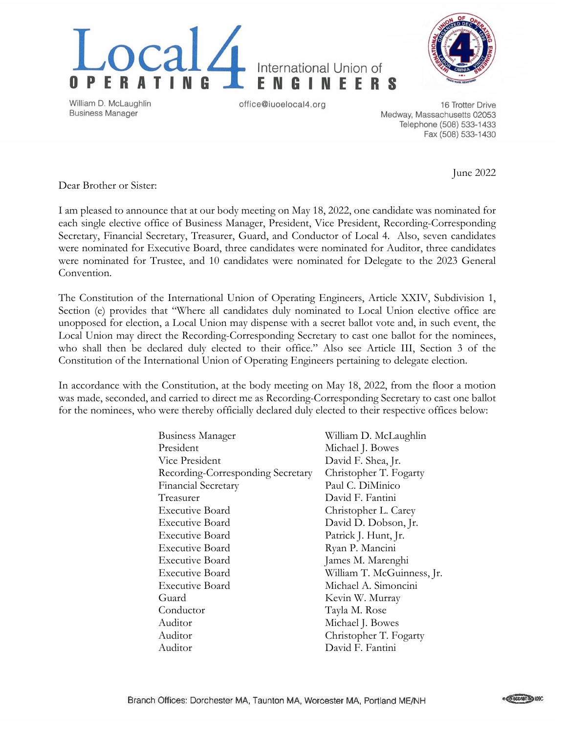# Local 4 OPERATING International Union of ENGINEERS

William D. McLaughlin
Business Manager

office@iuoelocal4.org

16 Trotter Drive
Medway, Massachusetts 02053
Telephone (508) 533-1433
Fax (508) 533-1430

June 2022

Dear Brother or Sister:

I am pleased to announce that at our body meeting on May 18, 2022, one candidate was nominated for each single elective office of Business Manager, President, Vice President, Recording-Corresponding Secretary, Financial Secretary, Treasurer, Guard, and Conductor of Local 4. Also, seven candidates were nominated for Executive Board, three candidates were nominated for Auditor, three candidates were nominated for Trustee, and 10 candidates were nominated for Delegate to the 2023 General Convention.

The Constitution of the International Union of Operating Engineers, Article XXIV, Subdivision 1, Section (e) provides that "Where all candidates duly nominated to Local Union elective office are unopposed for election, a Local Union may dispense with a secret ballot vote and, in such event, the Local Union may direct the Recording-Corresponding Secretary to cast one ballot for the nominees, who shall then be declared duly elected to their office." Also see Article III, Section 3 of the Constitution of the International Union of Operating Engineers pertaining to delegate election.

In accordance with the Constitution, at the body meeting on May 18, 2022, from the floor a motion was made, seconded, and carried to direct me as Recording-Corresponding Secretary to cast one ballot for the nominees, who were thereby officially declared duly elected to their respective offices below:

| | |
|---|---|
| Business Manager | William D. McLaughlin |
| President | Michael J. Bowes |
| Vice President | David F. Shea, Jr. |
| Recording-Corresponding Secretary | Christopher T. Fogarty |
| Financial Secretary | Paul C. DiMinico |
| Treasurer | David F. Fantini |
| Executive Board | Christopher L. Carey |
| Executive Board | David D. Dobson, Jr. |
| Executive Board | Patrick J. Hunt, Jr. |
| Executive Board | Ryan P. Mancini |
| Executive Board | James M. Marenghi |
| Executive Board | William T. McGuinness, Jr. |
| Executive Board | Michael A. Simoncini |
| Guard | Kevin W. Murray |
| Conductor | Tayla M. Rose |
| Auditor | Michael J. Bowes |
| Auditor | Christopher T. Fogarty |
| Auditor | David F. Fantini |

Branch Offices: Dorchester MA, Taunton MA, Worcester MA, Portland ME/NH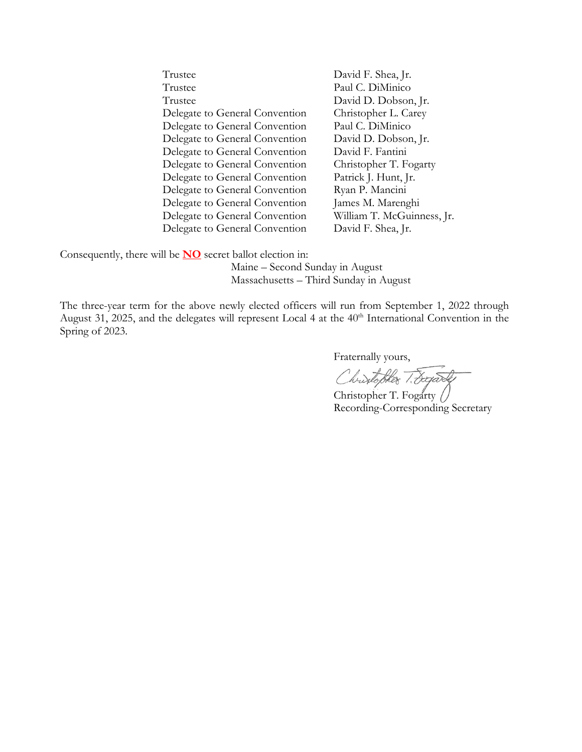| | |
|---|---|
| Trustee | David F. Shea, Jr. |
| Trustee | Paul C. DiMinico |
| Trustee | David D. Dobson, Jr. |
| Delegate to General Convention | Christopher L. Carey |
| Delegate to General Convention | Paul C. DiMinico |
| Delegate to General Convention | David D. Dobson, Jr. |
| Delegate to General Convention | David F. Fantini |
| Delegate to General Convention | Christopher T. Fogarty |
| Delegate to General Convention | Patrick J. Hunt, Jr. |
| Delegate to General Convention | Ryan P. Mancini |
| Delegate to General Convention | James M. Marenghi |
| Delegate to General Convention | William T. McGuinness, Jr. |
| Delegate to General Convention | David F. Shea, Jr. |

Consequently, there will be **NO** secret ballot election in:

Maine – Second Sunday in August
Massachusetts – Third Sunday in August

The three-year term for the above newly elected officers will run from September 1, 2022 through August 31, 2025, and the delegates will represent Local 4 at the 40th International Convention in the Spring of 2023.

Fraternally yours,

Christopher T. Fogarty
Recording-Corresponding Secretary